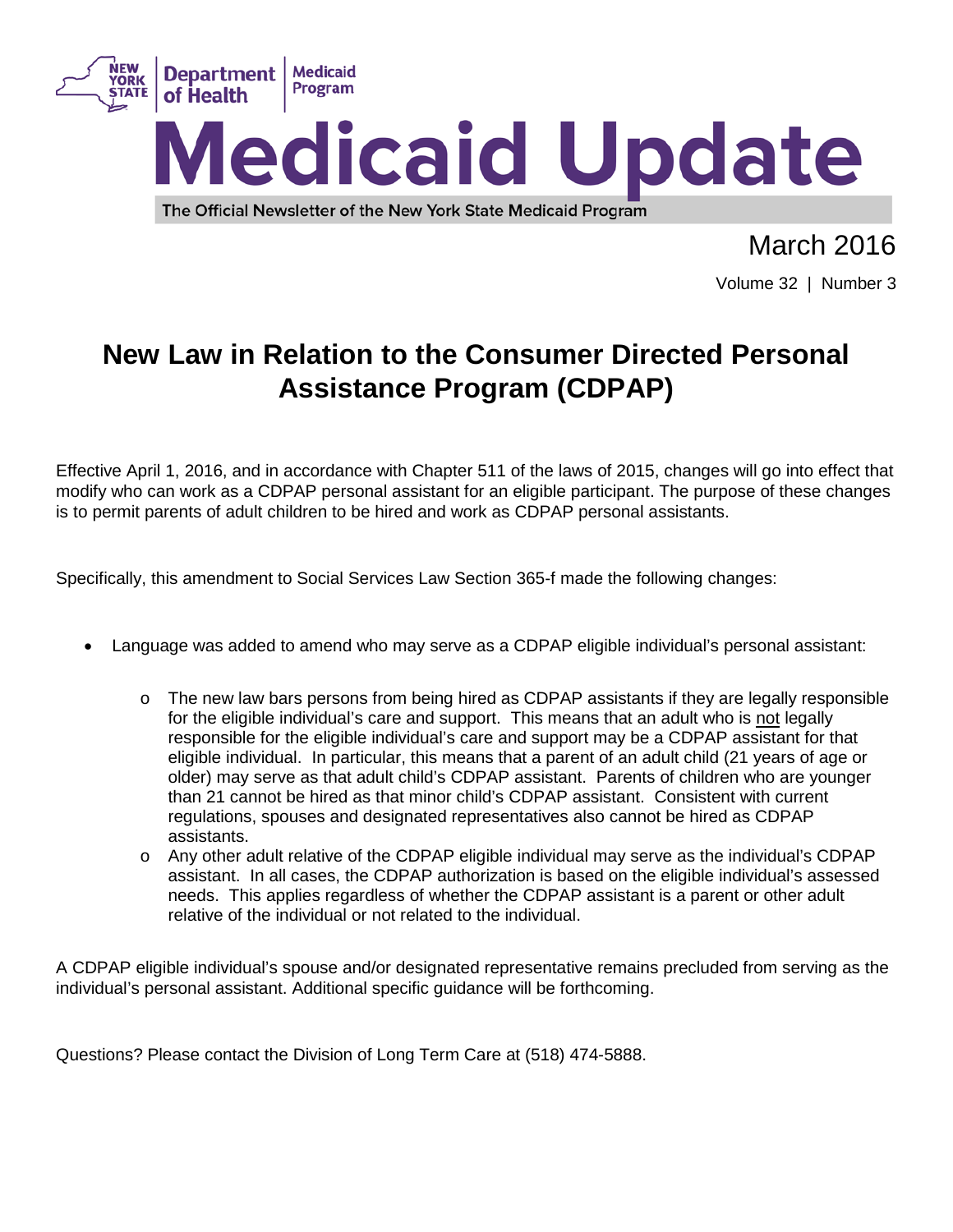# Medicaid Update

The Official Newsletter of the New York State Medicaid Program

March 2016

Volume 32 | Number 3

## New Law in Relation to the Consumer Directed Personal Assistance Program (CDPAP)

Effective April 1, 2016, and in accordance with Chapter 511 of the laws of 2015, changes will go into effect that modify who can work as a CDPAP personal assistant for an eligible participant. The purpose of these changes is to permit parents of adult children to be hired and work as CDPAP personal assistants.

Specifically, this amendment to Social Services Law Section 365-f made the following changes:

- Language was added to amend who may serve as a CDPAP eligible individual's personal assistant:
  - The new law bars persons from being hired as CDPAP assistants if they are legally responsible for the eligible individual's care and support. This means that an adult who is not legally responsible for the eligible individual's care and support may be a CDPAP assistant for that eligible individual. In particular, this means that a parent of an adult child (21 years of age or older) may serve as that adult child's CDPAP assistant. Parents of children who are younger than 21 cannot be hired as that minor child's CDPAP assistant. Consistent with current regulations, spouses and designated representatives also cannot be hired as CDPAP assistants.
  - Any other adult relative of the CDPAP eligible individual may serve as the individual's CDPAP assistant. In all cases, the CDPAP authorization is based on the eligible individual's assessed needs. This applies regardless of whether the CDPAP assistant is a parent or other adult relative of the individual or not related to the individual.

A CDPAP eligible individual's spouse and/or designated representative remains precluded from serving as the individual's personal assistant. Additional specific guidance will be forthcoming.

Questions? Please contact the Division of Long Term Care at (518) 474-5888.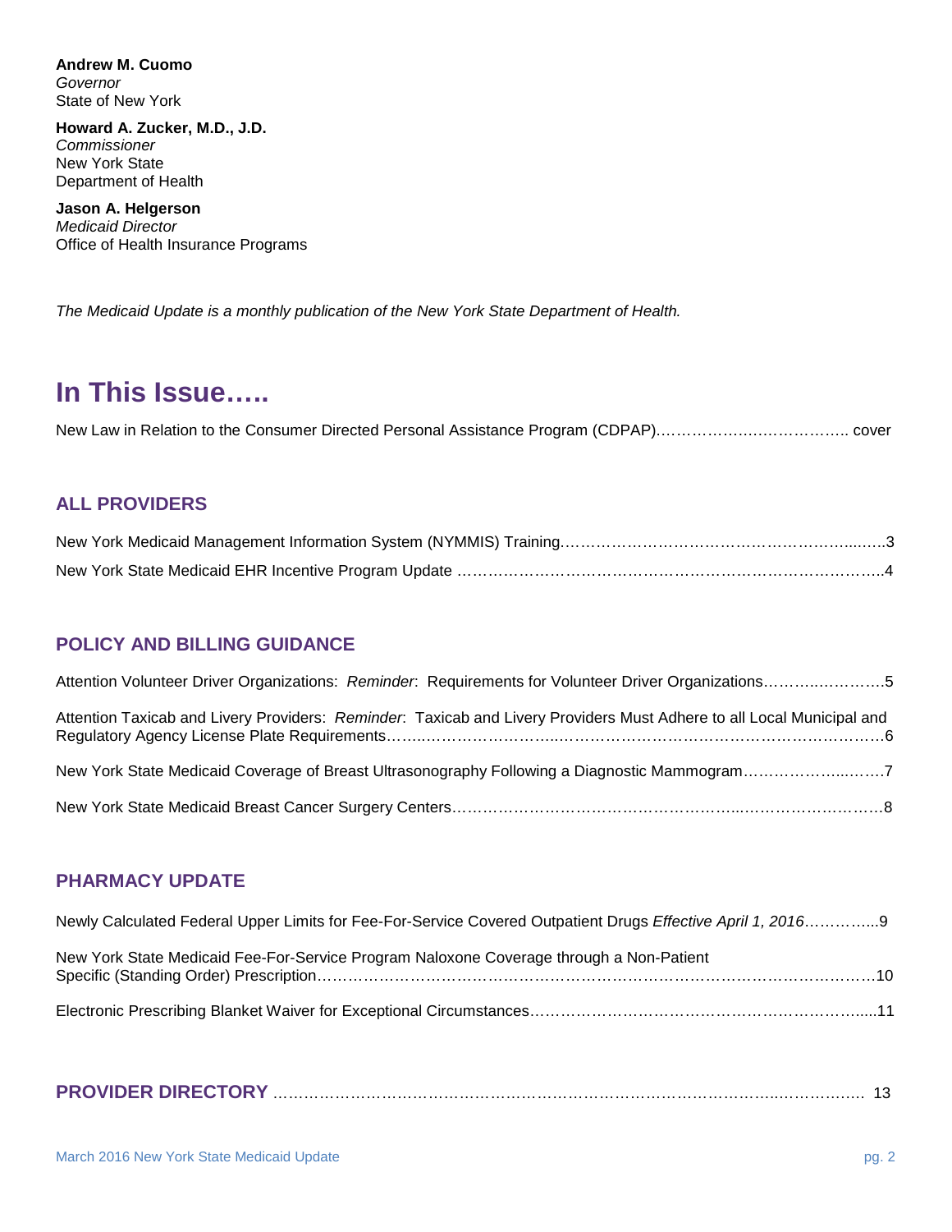**Andrew M. Cuomo**
*Governor*
State of New York

**Howard A. Zucker, M.D., J.D.**
*Commissioner*
New York State
Department of Health

**Jason A. Helgerson**
*Medicaid Director*
Office of Health Insurance Programs

*The Medicaid Update is a monthly publication of the New York State Department of Health.*

# In This Issue…..

New Law in Relation to the Consumer Directed Personal Assistance Program (CDPAP)………………..…………….. cover

## ALL PROVIDERS

New York Medicaid Management Information System (NYMMIS) Training……………………………………………...…..3

New York State Medicaid EHR Incentive Program Update ………………………………………………………………..4

## POLICY AND BILLING GUIDANCE

Attention Volunteer Driver Organizations: *Reminder*: Requirements for Volunteer Driver Organizations………..……….5

Attention Taxicab and Livery Providers: *Reminder*: Taxicab and Livery Providers Must Adhere to all Local Municipal and Regulatory Agency License Plate Requirements……..…………………..……………………………………………………6

New York State Medicaid Coverage of Breast Ultrasonography Following a Diagnostic Mammogram………………..…….7

New York State Medicaid Breast Cancer Surgery Centers……………………………………………...……………………8

## PHARMACY UPDATE

Newly Calculated Federal Upper Limits for Fee-For-Service Covered Outpatient Drugs *Effective April 1, 2016*…………...9

New York State Medicaid Fee-For-Service Program Naloxone Coverage through a Non-Patient Specific (Standing Order) Prescription……………………………………………………………………………………………10

Electronic Prescribing Blanket Waiver for Exceptional Circumstances……………………………………………………....11

## PROVIDER DIRECTORY …………………………………………………………………………………..…………… 13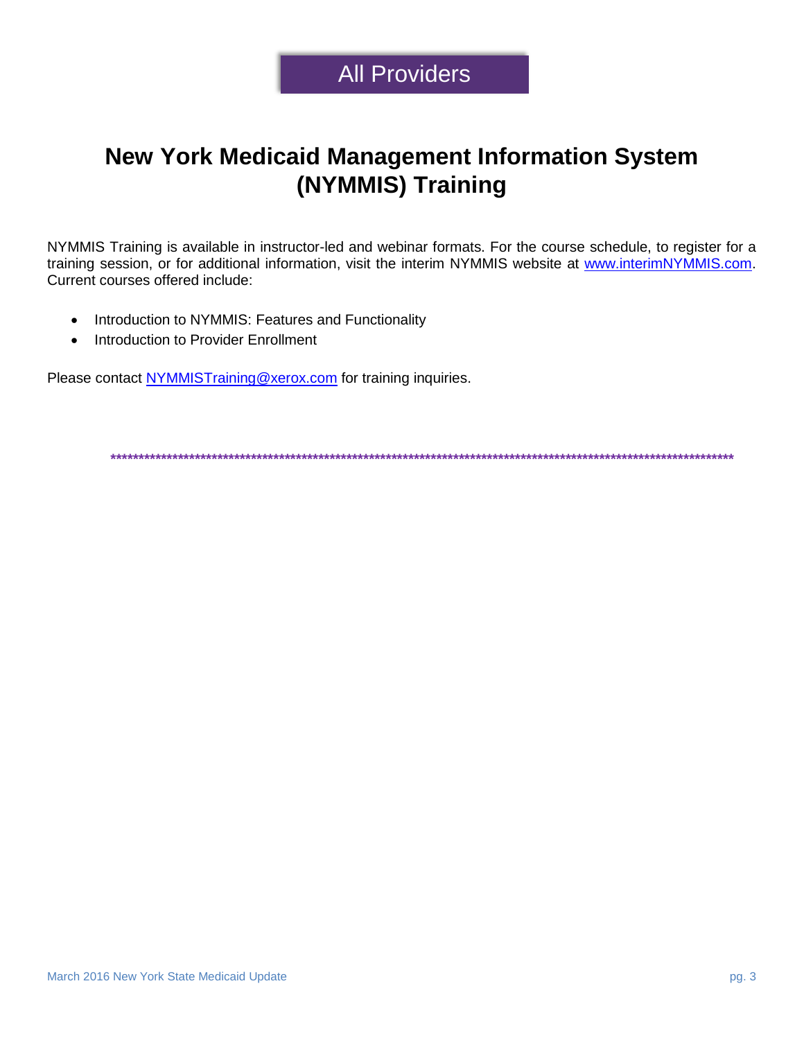All Providers

# New York Medicaid Management Information System (NYMMIS) Training

NYMMIS Training is available in instructor-led and webinar formats. For the course schedule, to register for a training session, or for additional information, visit the interim NYMMIS website at [www.interimNYMMIS.com](http://www.interimNYMMIS.com). Current courses offered include:

- Introduction to NYMMIS: Features and Functionality
- Introduction to Provider Enrollment

Please contact [NYMMISTraining@xerox.com](mailto:NYMMISTraining@xerox.com) for training inquiries.

****************************************************************************************************************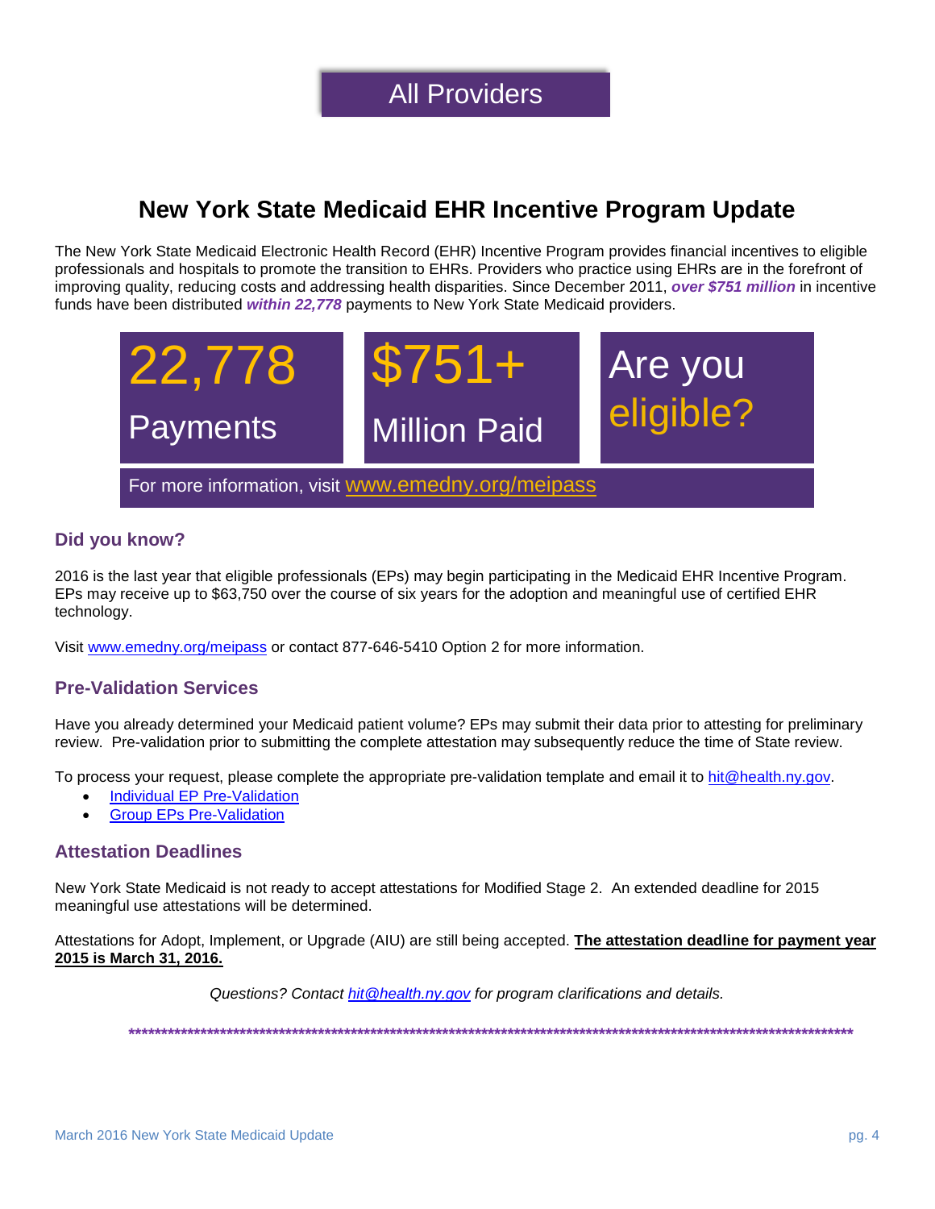All Providers

# New York State Medicaid EHR Incentive Program Update

The New York State Medicaid Electronic Health Record (EHR) Incentive Program provides financial incentives to eligible professionals and hospitals to promote the transition to EHRs. Providers who practice using EHRs are in the forefront of improving quality, reducing costs and addressing health disparities. Since December 2011, ***over $751 million*** in incentive funds have been distributed ***within 22,778*** payments to New York State Medicaid providers.

22,778 Payments

$751+ Million Paid

Are you eligible?

For more information, visit www.emedny.org/meipass

### Did you know?

2016 is the last year that eligible professionals (EPs) may begin participating in the Medicaid EHR Incentive Program. EPs may receive up to $63,750 over the course of six years for the adoption and meaningful use of certified EHR technology.

Visit www.emedny.org/meipass or contact 877-646-5410 Option 2 for more information.

### Pre-Validation Services

Have you already determined your Medicaid patient volume? EPs may submit their data prior to attesting for preliminary review. Pre-validation prior to submitting the complete attestation may subsequently reduce the time of State review.

To process your request, please complete the appropriate pre-validation template and email it to hit@health.ny.gov.

- Individual EP Pre-Validation
- Group EPs Pre-Validation

### Attestation Deadlines

New York State Medicaid is not ready to accept attestations for Modified Stage 2. An extended deadline for 2015 meaningful use attestations will be determined.

Attestations for Adopt, Implement, or Upgrade (AIU) are still being accepted. **The attestation deadline for payment year 2015 is March 31, 2016.**

*Questions? Contact hit@health.ny.gov for program clarifications and details.*

*****************************************************************************************************************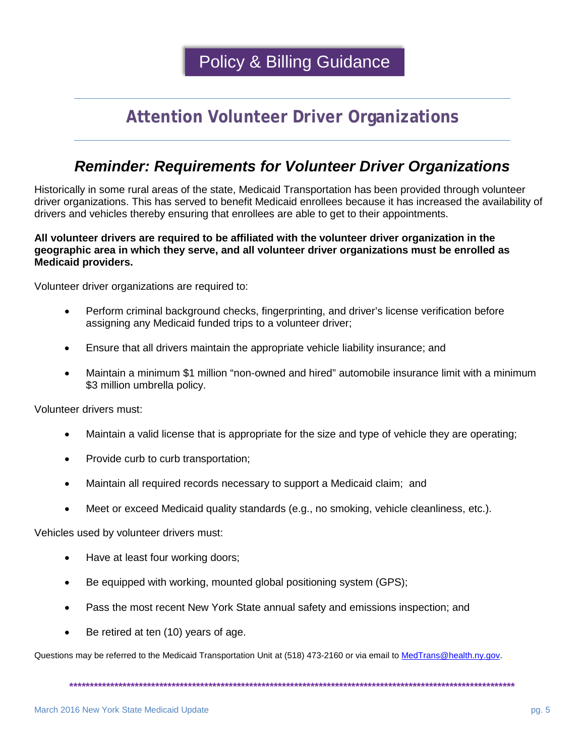# Policy & Billing Guidance

## Attention Volunteer Driver Organizations

### *Reminder: Requirements for Volunteer Driver Organizations*

Historically in some rural areas of the state, Medicaid Transportation has been provided through volunteer driver organizations. This has served to benefit Medicaid enrollees because it has increased the availability of drivers and vehicles thereby ensuring that enrollees are able to get to their appointments.

**All volunteer drivers are required to be affiliated with the volunteer driver organization in the geographic area in which they serve, and all volunteer driver organizations must be enrolled as Medicaid providers.**

Volunteer driver organizations are required to:

- Perform criminal background checks, fingerprinting, and driver's license verification before assigning any Medicaid funded trips to a volunteer driver;
- Ensure that all drivers maintain the appropriate vehicle liability insurance; and
- Maintain a minimum $1 million "non-owned and hired" automobile insurance limit with a minimum $3 million umbrella policy.

Volunteer drivers must:

- Maintain a valid license that is appropriate for the size and type of vehicle they are operating;
- Provide curb to curb transportation;
- Maintain all required records necessary to support a Medicaid claim; and
- Meet or exceed Medicaid quality standards (e.g., no smoking, vehicle cleanliness, etc.).

Vehicles used by volunteer drivers must:

- Have at least four working doors;
- Be equipped with working, mounted global positioning system (GPS);
- Pass the most recent New York State annual safety and emissions inspection; and
- Be retired at ten (10) years of age.

Questions may be referred to the Medicaid Transportation Unit at (518) 473-2160 or via email to MedTrans@health.ny.gov.

***************************************************************************************************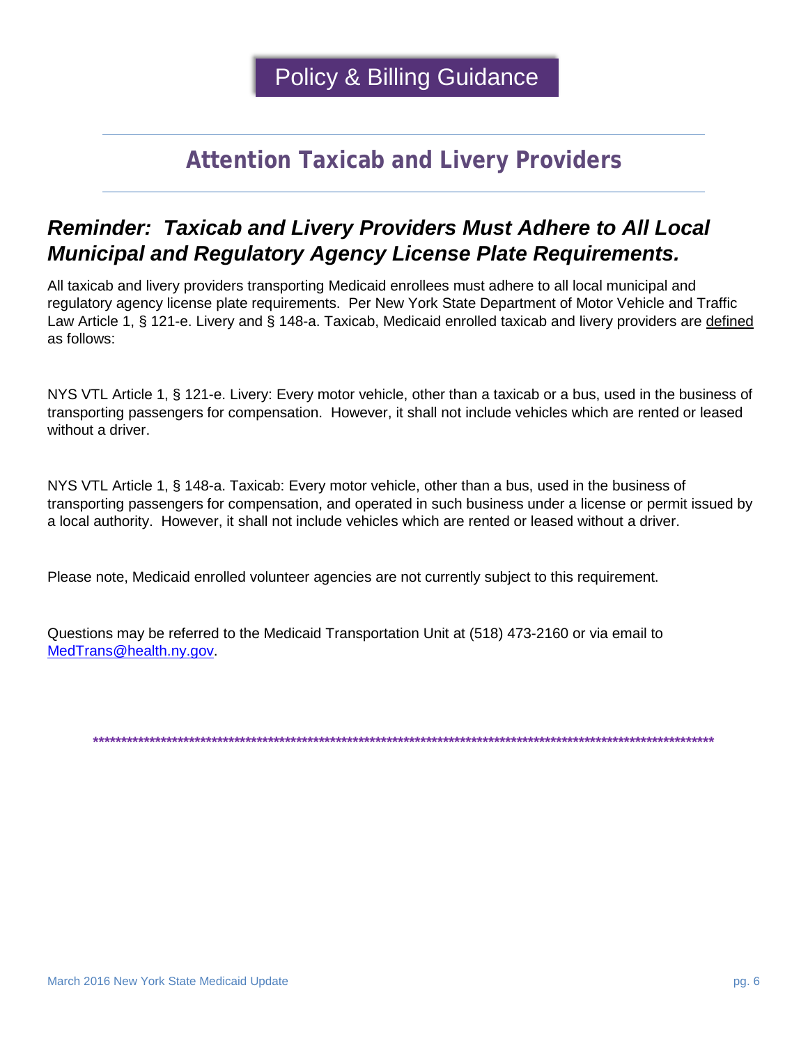Policy & Billing Guidance

## Attention Taxicab and Livery Providers

### *Reminder: Taxicab and Livery Providers Must Adhere to All Local Municipal and Regulatory Agency License Plate Requirements.*

All taxicab and livery providers transporting Medicaid enrollees must adhere to all local municipal and regulatory agency license plate requirements. Per New York State Department of Motor Vehicle and Traffic Law Article 1, § 121-e. Livery and § 148-a. Taxicab, Medicaid enrolled taxicab and livery providers are defined as follows:

NYS VTL Article 1, § 121-e. Livery: Every motor vehicle, other than a taxicab or a bus, used in the business of transporting passengers for compensation. However, it shall not include vehicles which are rented or leased without a driver.

NYS VTL Article 1, § 148-a. Taxicab: Every motor vehicle, other than a bus, used in the business of transporting passengers for compensation, and operated in such business under a license or permit issued by a local authority. However, it shall not include vehicles which are rented or leased without a driver.

Please note, Medicaid enrolled volunteer agencies are not currently subject to this requirement.

Questions may be referred to the Medicaid Transportation Unit at (518) 473-2160 or via email to MedTrans@health.ny.gov.

***************************************************************************************************************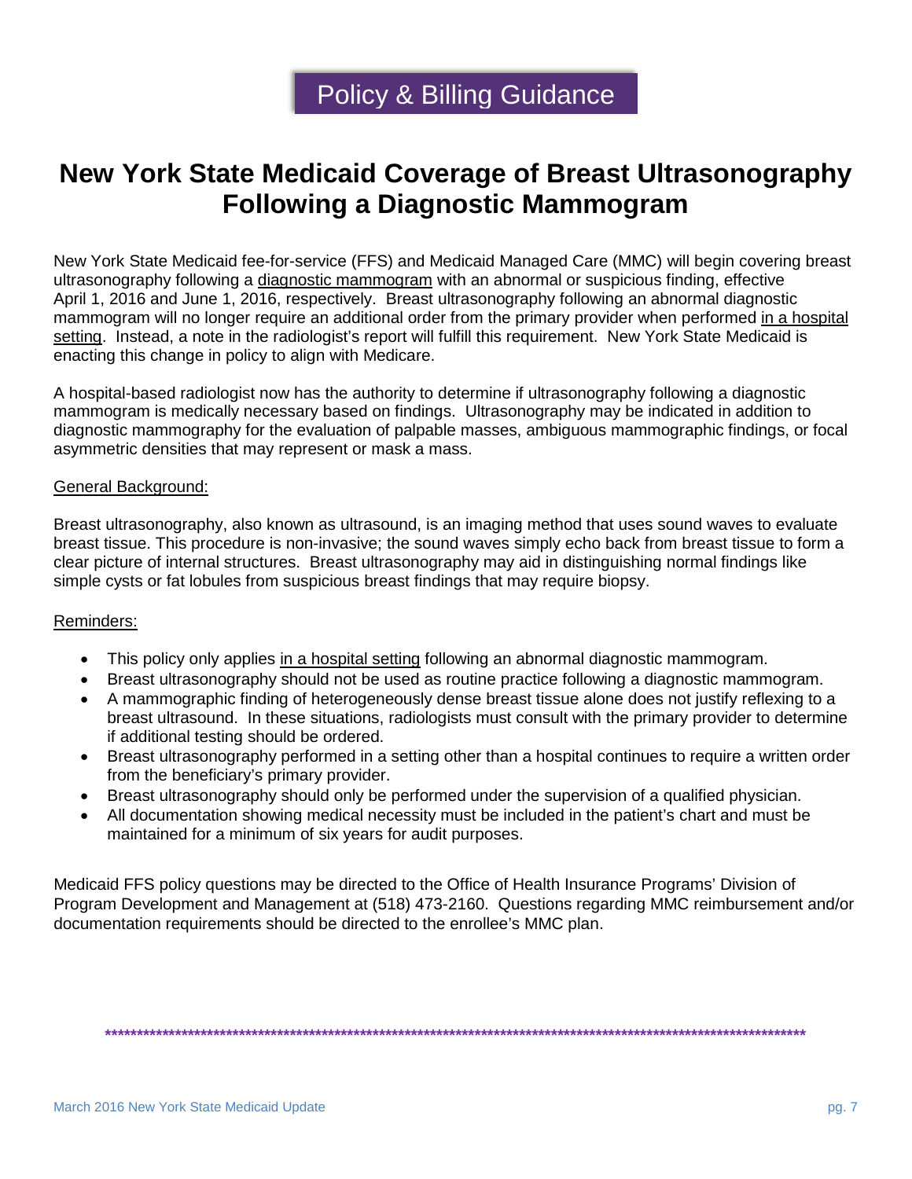Policy & Billing Guidance

# New York State Medicaid Coverage of Breast Ultrasonography Following a Diagnostic Mammogram

New York State Medicaid fee-for-service (FFS) and Medicaid Managed Care (MMC) will begin covering breast ultrasonography following a diagnostic mammogram with an abnormal or suspicious finding, effective April 1, 2016 and June 1, 2016, respectively. Breast ultrasonography following an abnormal diagnostic mammogram will no longer require an additional order from the primary provider when performed in a hospital setting. Instead, a note in the radiologist's report will fulfill this requirement. New York State Medicaid is enacting this change in policy to align with Medicare.

A hospital-based radiologist now has the authority to determine if ultrasonography following a diagnostic mammogram is medically necessary based on findings. Ultrasonography may be indicated in addition to diagnostic mammography for the evaluation of palpable masses, ambiguous mammographic findings, or focal asymmetric densities that may represent or mask a mass.

General Background:

Breast ultrasonography, also known as ultrasound, is an imaging method that uses sound waves to evaluate breast tissue. This procedure is non-invasive; the sound waves simply echo back from breast tissue to form a clear picture of internal structures. Breast ultrasonography may aid in distinguishing normal findings like simple cysts or fat lobules from suspicious breast findings that may require biopsy.

Reminders:

- This policy only applies in a hospital setting following an abnormal diagnostic mammogram.
- Breast ultrasonography should not be used as routine practice following a diagnostic mammogram.
- A mammographic finding of heterogeneously dense breast tissue alone does not justify reflexing to a breast ultrasound. In these situations, radiologists must consult with the primary provider to determine if additional testing should be ordered.
- Breast ultrasonography performed in a setting other than a hospital continues to require a written order from the beneficiary's primary provider.
- Breast ultrasonography should only be performed under the supervision of a qualified physician.
- All documentation showing medical necessity must be included in the patient's chart and must be maintained for a minimum of six years for audit purposes.

Medicaid FFS policy questions may be directed to the Office of Health Insurance Programs' Division of Program Development and Management at (518) 473-2160. Questions regarding MMC reimbursement and/or documentation requirements should be directed to the enrollee's MMC plan.

****************************************************************************************************************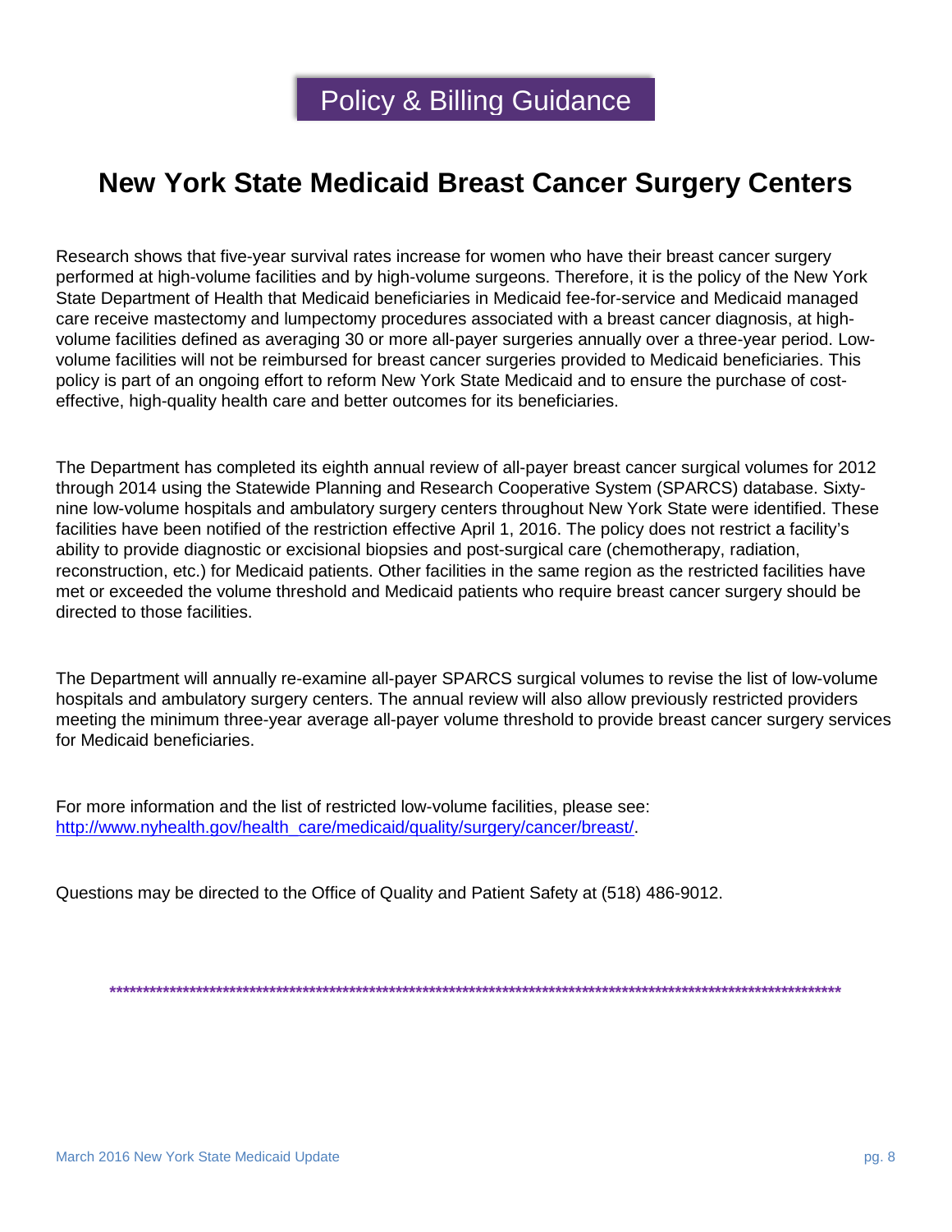## Policy & Billing Guidance

# New York State Medicaid Breast Cancer Surgery Centers

Research shows that five-year survival rates increase for women who have their breast cancer surgery performed at high-volume facilities and by high-volume surgeons. Therefore, it is the policy of the New York State Department of Health that Medicaid beneficiaries in Medicaid fee-for-service and Medicaid managed care receive mastectomy and lumpectomy procedures associated with a breast cancer diagnosis, at high-volume facilities defined as averaging 30 or more all-payer surgeries annually over a three-year period. Low-volume facilities will not be reimbursed for breast cancer surgeries provided to Medicaid beneficiaries. This policy is part of an ongoing effort to reform New York State Medicaid and to ensure the purchase of cost-effective, high-quality health care and better outcomes for its beneficiaries.

The Department has completed its eighth annual review of all-payer breast cancer surgical volumes for 2012 through 2014 using the Statewide Planning and Research Cooperative System (SPARCS) database. Sixty-nine low-volume hospitals and ambulatory surgery centers throughout New York State were identified. These facilities have been notified of the restriction effective April 1, 2016. The policy does not restrict a facility's ability to provide diagnostic or excisional biopsies and post-surgical care (chemotherapy, radiation, reconstruction, etc.) for Medicaid patients. Other facilities in the same region as the restricted facilities have met or exceeded the volume threshold and Medicaid patients who require breast cancer surgery should be directed to those facilities.

The Department will annually re-examine all-payer SPARCS surgical volumes to revise the list of low-volume hospitals and ambulatory surgery centers. The annual review will also allow previously restricted providers meeting the minimum three-year average all-payer volume threshold to provide breast cancer surgery services for Medicaid beneficiaries.

For more information and the list of restricted low-volume facilities, please see: [http://www.nyhealth.gov/health_care/medicaid/quality/surgery/cancer/breast/](http://www.nyhealth.gov/health_care/medicaid/quality/surgery/cancer/breast/).

Questions may be directed to the Office of Quality and Patient Safety at (518) 486-9012.

---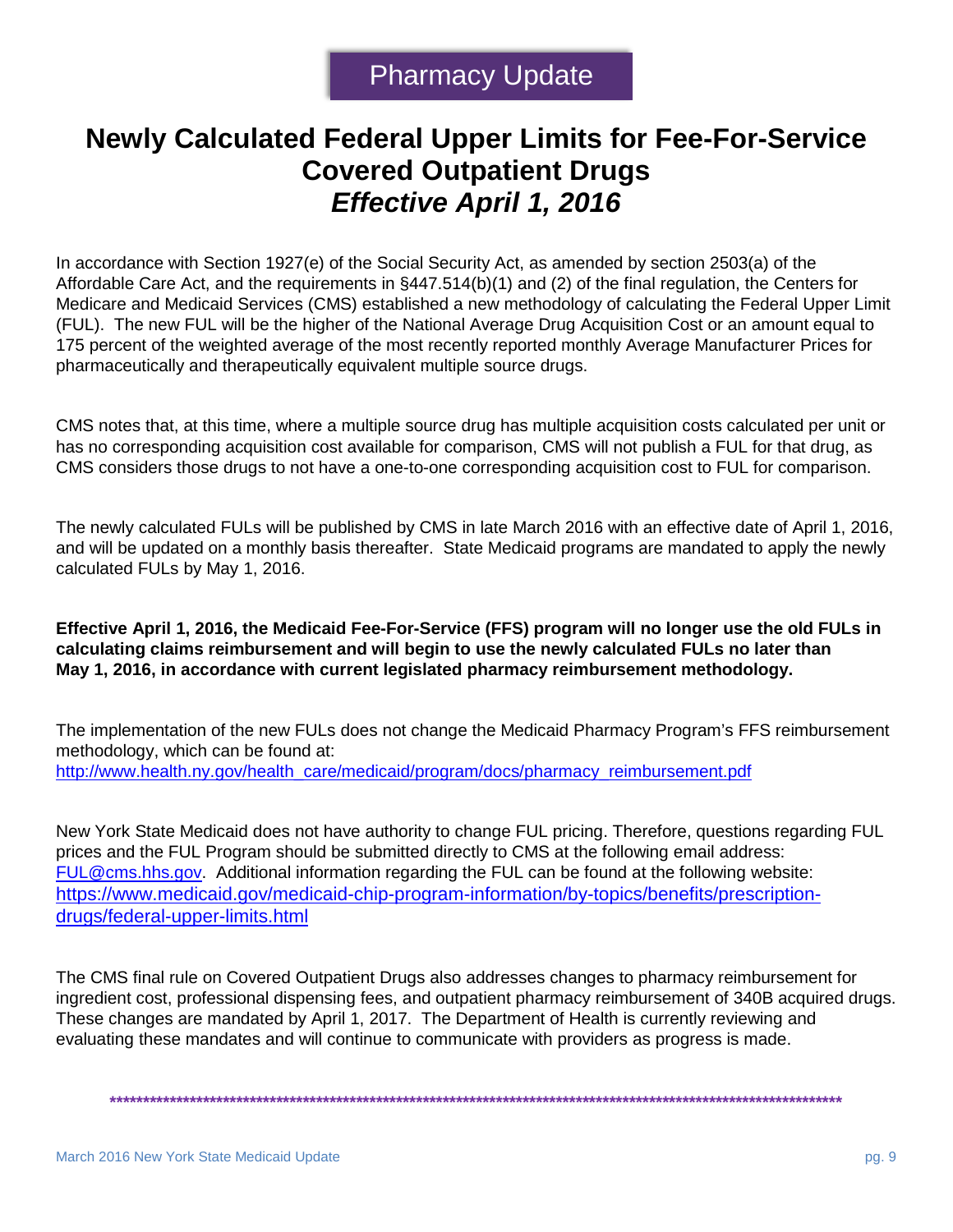Pharmacy Update

# Newly Calculated Federal Upper Limits for Fee-For-Service Covered Outpatient Drugs *Effective April 1, 2016*

In accordance with Section 1927(e) of the Social Security Act, as amended by section 2503(a) of the Affordable Care Act, and the requirements in §447.514(b)(1) and (2) of the final regulation, the Centers for Medicare and Medicaid Services (CMS) established a new methodology of calculating the Federal Upper Limit (FUL). The new FUL will be the higher of the National Average Drug Acquisition Cost or an amount equal to 175 percent of the weighted average of the most recently reported monthly Average Manufacturer Prices for pharmaceutically and therapeutically equivalent multiple source drugs.

CMS notes that, at this time, where a multiple source drug has multiple acquisition costs calculated per unit or has no corresponding acquisition cost available for comparison, CMS will not publish a FUL for that drug, as CMS considers those drugs to not have a one-to-one corresponding acquisition cost to FUL for comparison.

The newly calculated FULs will be published by CMS in late March 2016 with an effective date of April 1, 2016, and will be updated on a monthly basis thereafter. State Medicaid programs are mandated to apply the newly calculated FULs by May 1, 2016.

**Effective April 1, 2016, the Medicaid Fee-For-Service (FFS) program will no longer use the old FULs in calculating claims reimbursement and will begin to use the newly calculated FULs no later than May 1, 2016, in accordance with current legislated pharmacy reimbursement methodology.**

The implementation of the new FULs does not change the Medicaid Pharmacy Program's FFS reimbursement methodology, which can be found at:
http://www.health.ny.gov/health_care/medicaid/program/docs/pharmacy_reimbursement.pdf

New York State Medicaid does not have authority to change FUL pricing. Therefore, questions regarding FUL prices and the FUL Program should be submitted directly to CMS at the following email address: FUL@cms.hhs.gov. Additional information regarding the FUL can be found at the following website: https://www.medicaid.gov/medicaid-chip-program-information/by-topics/benefits/prescription-drugs/federal-upper-limits.html

The CMS final rule on Covered Outpatient Drugs also addresses changes to pharmacy reimbursement for ingredient cost, professional dispensing fees, and outpatient pharmacy reimbursement of 340B acquired drugs. These changes are mandated by April 1, 2017. The Department of Health is currently reviewing and evaluating these mandates and will continue to communicate with providers as progress is made.

************************************************************************************************************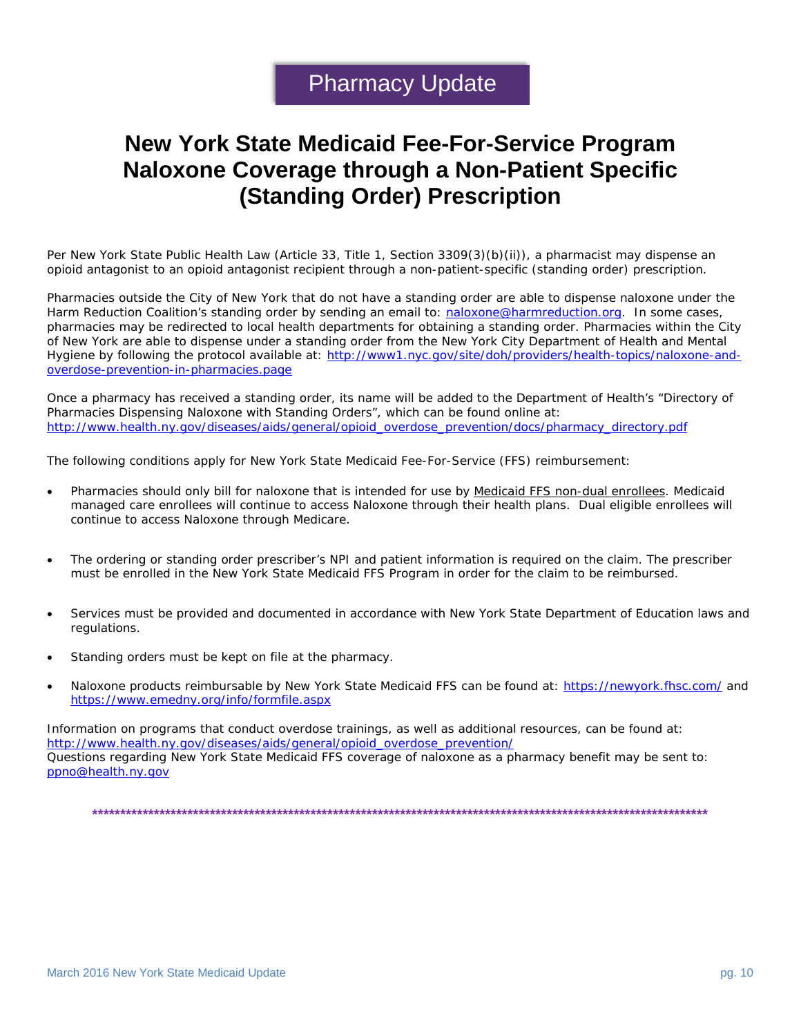## Pharmacy Update

# New York State Medicaid Fee-For-Service Program Naloxone Coverage through a Non-Patient Specific (Standing Order) Prescription

Per New York State Public Health Law (Article 33, Title 1, Section 3309(3)(b)(ii)), a pharmacist may dispense an opioid antagonist to an opioid antagonist recipient through a non-patient-specific (standing order) prescription.

Pharmacies outside the City of New York that do not have a standing order are able to dispense naloxone under the Harm Reduction Coalition's standing order by sending an email to: naloxone@harmreduction.org. In some cases, pharmacies may be redirected to local health departments for obtaining a standing order. Pharmacies within the City of New York are able to dispense under a standing order from the New York City Department of Health and Mental Hygiene by following the protocol available at: http://www1.nyc.gov/site/doh/providers/health-topics/naloxone-and-overdose-prevention-in-pharmacies.page

Once a pharmacy has received a standing order, its name will be added to the Department of Health's "Directory of Pharmacies Dispensing Naloxone with Standing Orders", which can be found online at: http://www.health.ny.gov/diseases/aids/general/opioid_overdose_prevention/docs/pharmacy_directory.pdf

The following conditions apply for New York State Medicaid Fee-For-Service (FFS) reimbursement:

- Pharmacies should only bill for naloxone that is intended for use by Medicaid FFS non-dual enrollees. Medicaid managed care enrollees will continue to access Naloxone through their health plans. Dual eligible enrollees will continue to access Naloxone through Medicare.
- The ordering or standing order prescriber's NPI and patient information is required on the claim. The prescriber must be enrolled in the New York State Medicaid FFS Program in order for the claim to be reimbursed.
- Services must be provided and documented in accordance with New York State Department of Education laws and regulations.
- Standing orders must be kept on file at the pharmacy.
- Naloxone products reimbursable by New York State Medicaid FFS can be found at: https://newyork.fhsc.com/ and https://www.emedny.org/info/formfile.aspx

Information on programs that conduct overdose trainings, as well as additional resources, can be found at: http://www.health.ny.gov/diseases/aids/general/opioid_overdose_prevention/
Questions regarding New York State Medicaid FFS coverage of naloxone as a pharmacy benefit may be sent to: ppno@health.ny.gov

************************************************************************************************************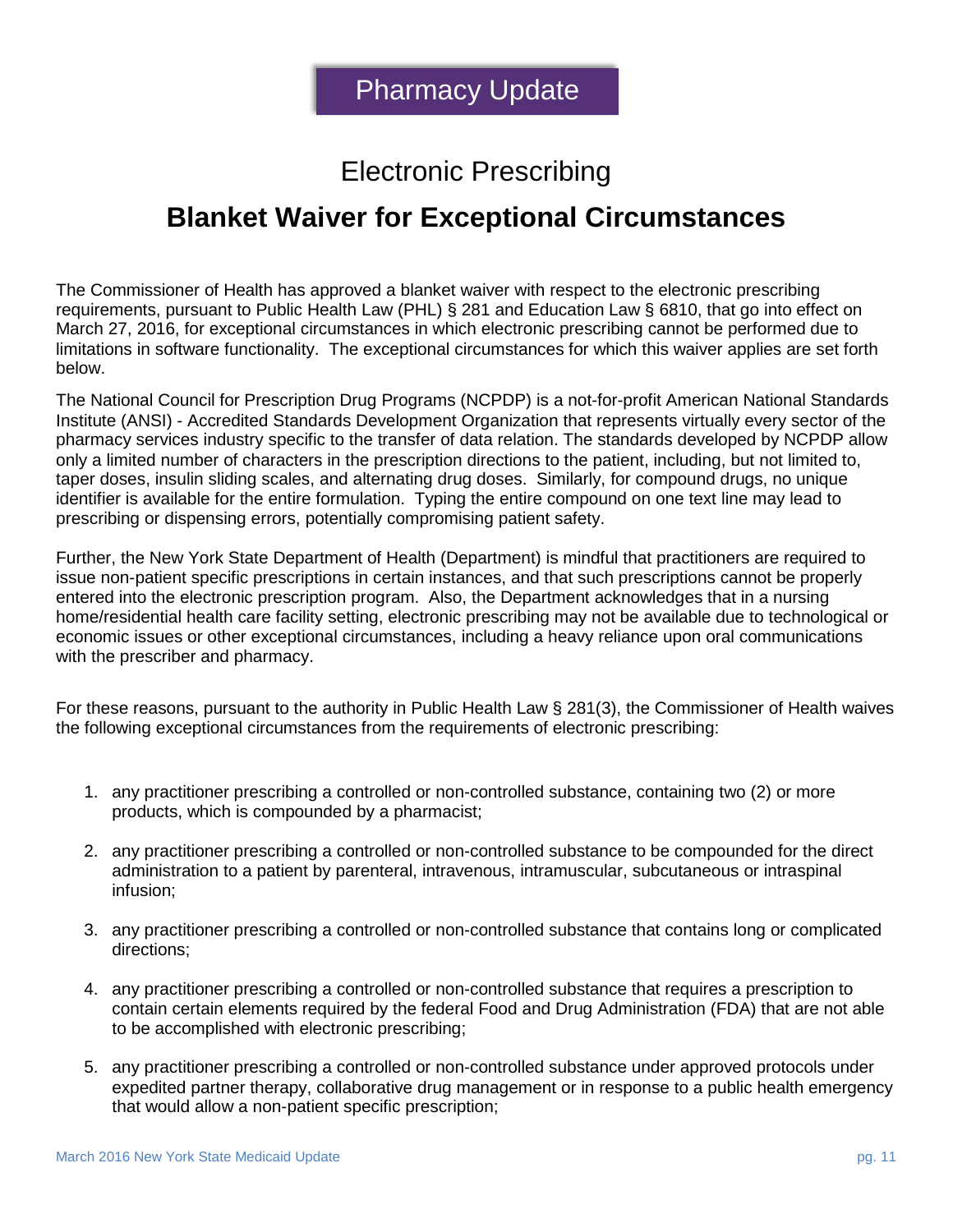# Pharmacy Update

## Electronic Prescribing

## Blanket Waiver for Exceptional Circumstances

The Commissioner of Health has approved a blanket waiver with respect to the electronic prescribing requirements, pursuant to Public Health Law (PHL) § 281 and Education Law § 6810, that go into effect on March 27, 2016, for exceptional circumstances in which electronic prescribing cannot be performed due to limitations in software functionality. The exceptional circumstances for which this waiver applies are set forth below.

The National Council for Prescription Drug Programs (NCPDP) is a not-for-profit American National Standards Institute (ANSI) - Accredited Standards Development Organization that represents virtually every sector of the pharmacy services industry specific to the transfer of data relation. The standards developed by NCPDP allow only a limited number of characters in the prescription directions to the patient, including, but not limited to, taper doses, insulin sliding scales, and alternating drug doses. Similarly, for compound drugs, no unique identifier is available for the entire formulation. Typing the entire compound on one text line may lead to prescribing or dispensing errors, potentially compromising patient safety.

Further, the New York State Department of Health (Department) is mindful that practitioners are required to issue non-patient specific prescriptions in certain instances, and that such prescriptions cannot be properly entered into the electronic prescription program. Also, the Department acknowledges that in a nursing home/residential health care facility setting, electronic prescribing may not be available due to technological or economic issues or other exceptional circumstances, including a heavy reliance upon oral communications with the prescriber and pharmacy.

For these reasons, pursuant to the authority in Public Health Law § 281(3), the Commissioner of Health waives the following exceptional circumstances from the requirements of electronic prescribing:

1. any practitioner prescribing a controlled or non-controlled substance, containing two (2) or more products, which is compounded by a pharmacist;
2. any practitioner prescribing a controlled or non-controlled substance to be compounded for the direct administration to a patient by parenteral, intravenous, intramuscular, subcutaneous or intraspinal infusion;
3. any practitioner prescribing a controlled or non-controlled substance that contains long or complicated directions;
4. any practitioner prescribing a controlled or non-controlled substance that requires a prescription to contain certain elements required by the federal Food and Drug Administration (FDA) that are not able to be accomplished with electronic prescribing;
5. any practitioner prescribing a controlled or non-controlled substance under approved protocols under expedited partner therapy, collaborative drug management or in response to a public health emergency that would allow a non-patient specific prescription;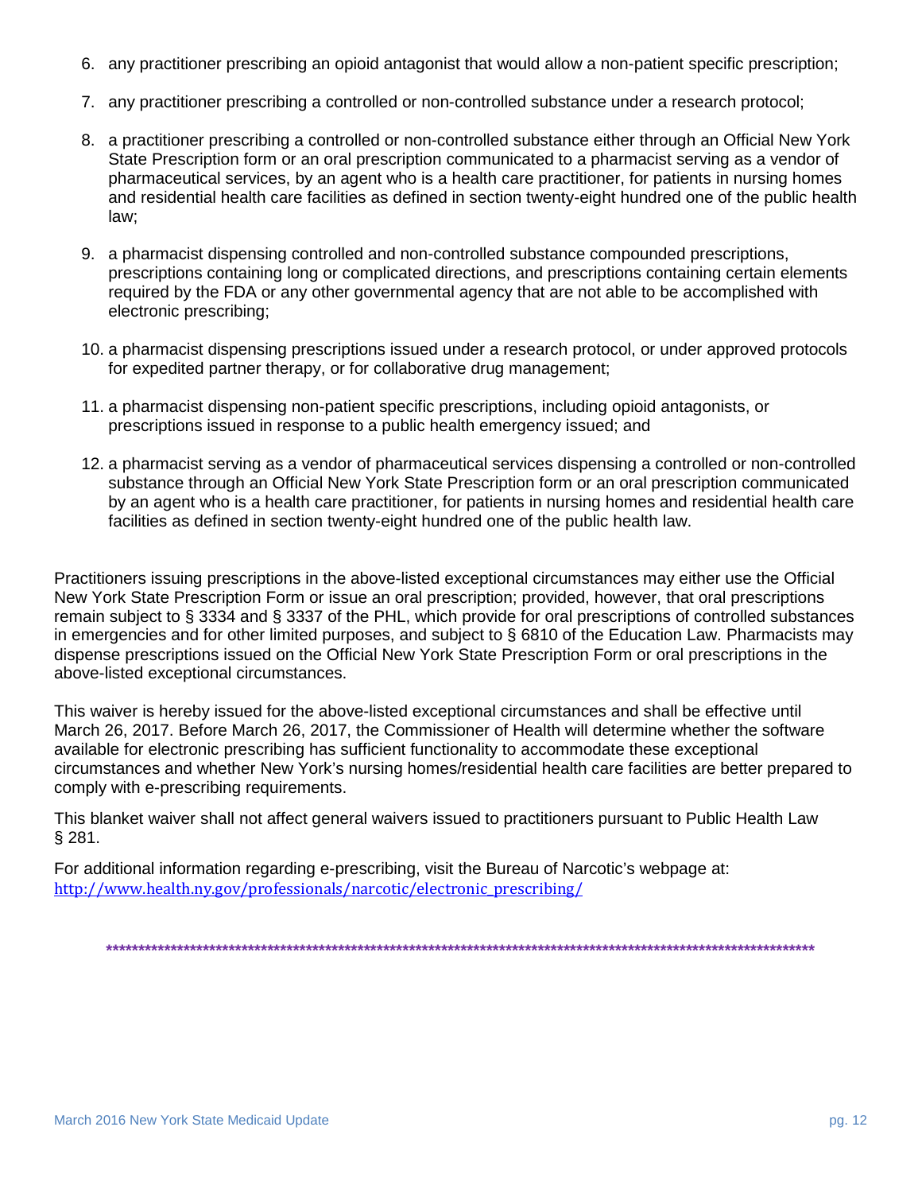6. any practitioner prescribing an opioid antagonist that would allow a non-patient specific prescription;
7. any practitioner prescribing a controlled or non-controlled substance under a research protocol;
8. a practitioner prescribing a controlled or non-controlled substance either through an Official New York State Prescription form or an oral prescription communicated to a pharmacist serving as a vendor of pharmaceutical services, by an agent who is a health care practitioner, for patients in nursing homes and residential health care facilities as defined in section twenty-eight hundred one of the public health law;
9. a pharmacist dispensing controlled and non-controlled substance compounded prescriptions, prescriptions containing long or complicated directions, and prescriptions containing certain elements required by the FDA or any other governmental agency that are not able to be accomplished with electronic prescribing;
10. a pharmacist dispensing prescriptions issued under a research protocol, or under approved protocols for expedited partner therapy, or for collaborative drug management;
11. a pharmacist dispensing non-patient specific prescriptions, including opioid antagonists, or prescriptions issued in response to a public health emergency issued; and
12. a pharmacist serving as a vendor of pharmaceutical services dispensing a controlled or non-controlled substance through an Official New York State Prescription form or an oral prescription communicated by an agent who is a health care practitioner, for patients in nursing homes and residential health care facilities as defined in section twenty-eight hundred one of the public health law.

Practitioners issuing prescriptions in the above-listed exceptional circumstances may either use the Official New York State Prescription Form or issue an oral prescription; provided, however, that oral prescriptions remain subject to § 3334 and § 3337 of the PHL, which provide for oral prescriptions of controlled substances in emergencies and for other limited purposes, and subject to § 6810 of the Education Law. Pharmacists may dispense prescriptions issued on the Official New York State Prescription Form or oral prescriptions in the above-listed exceptional circumstances.

This waiver is hereby issued for the above-listed exceptional circumstances and shall be effective until March 26, 2017. Before March 26, 2017, the Commissioner of Health will determine whether the software available for electronic prescribing has sufficient functionality to accommodate these exceptional circumstances and whether New York's nursing homes/residential health care facilities are better prepared to comply with e-prescribing requirements.

This blanket waiver shall not affect general waivers issued to practitioners pursuant to Public Health Law § 281.

For additional information regarding e-prescribing, visit the Bureau of Narcotic's webpage at: http://www.health.ny.gov/professionals/narcotic/electronic_prescribing/

***************************************************************************************************************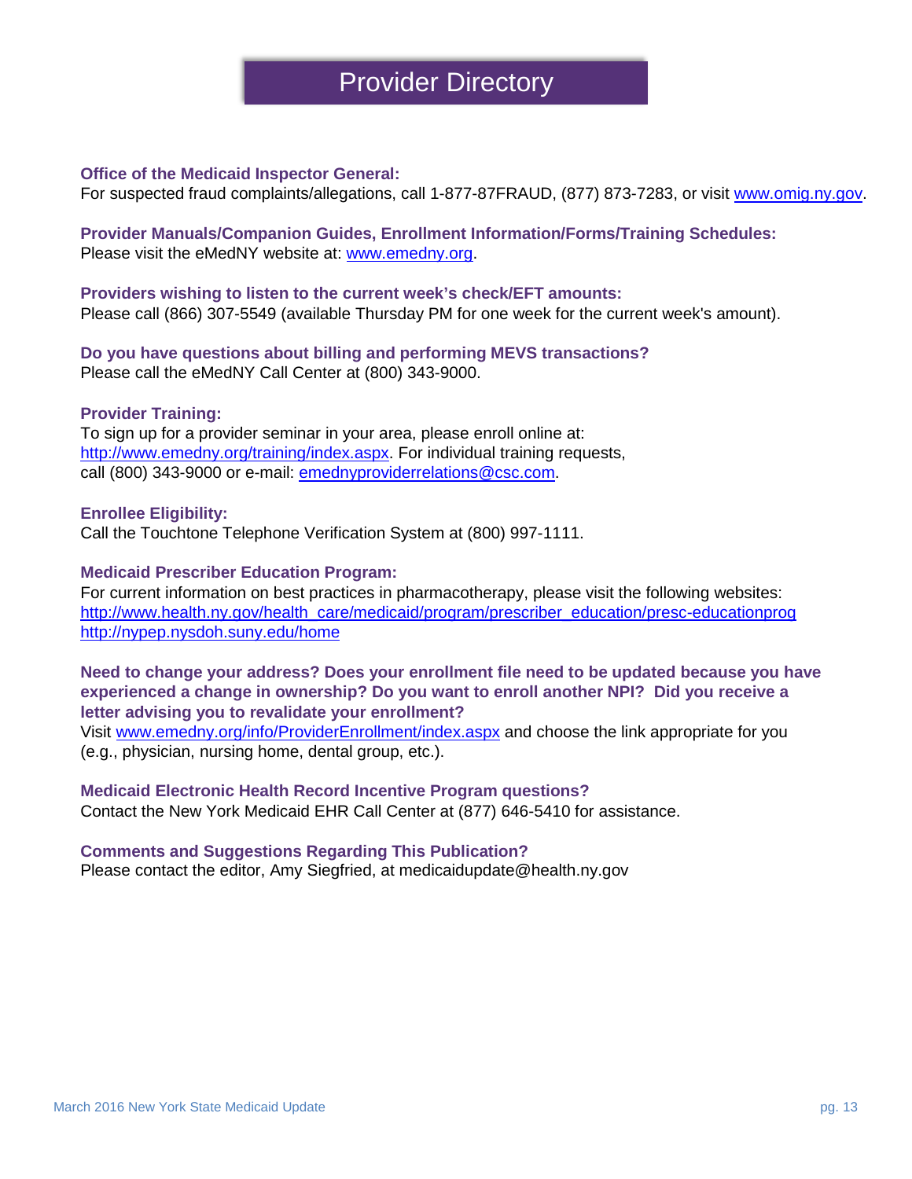# Provider Directory

**Office of the Medicaid Inspector General:**
For suspected fraud complaints/allegations, call 1-877-87FRAUD, (877) 873-7283, or visit www.omig.ny.gov.

**Provider Manuals/Companion Guides, Enrollment Information/Forms/Training Schedules:**
Please visit the eMedNY website at: www.emedny.org.

**Providers wishing to listen to the current week's check/EFT amounts:**
Please call (866) 307-5549 (available Thursday PM for one week for the current week's amount).

**Do you have questions about billing and performing MEVS transactions?**
Please call the eMedNY Call Center at (800) 343-9000.

**Provider Training:**
To sign up for a provider seminar in your area, please enroll online at: http://www.emedny.org/training/index.aspx. For individual training requests, call (800) 343-9000 or e-mail: emednyproviderrelations@csc.com.

**Enrollee Eligibility:**
Call the Touchtone Telephone Verification System at (800) 997-1111.

**Medicaid Prescriber Education Program:**
For current information on best practices in pharmacotherapy, please visit the following websites:
http://www.health.ny.gov/health_care/medicaid/program/prescriber_education/presc-educationprog
http://nypep.nysdoh.suny.edu/home

**Need to change your address? Does your enrollment file need to be updated because you have experienced a change in ownership? Do you want to enroll another NPI? Did you receive a letter advising you to revalidate your enrollment?**
Visit www.emedny.org/info/ProviderEnrollment/index.aspx and choose the link appropriate for you (e.g., physician, nursing home, dental group, etc.).

**Medicaid Electronic Health Record Incentive Program questions?**
Contact the New York Medicaid EHR Call Center at (877) 646-5410 for assistance.

**Comments and Suggestions Regarding This Publication?**
Please contact the editor, Amy Siegfried, at medicaidupdate@health.ny.gov